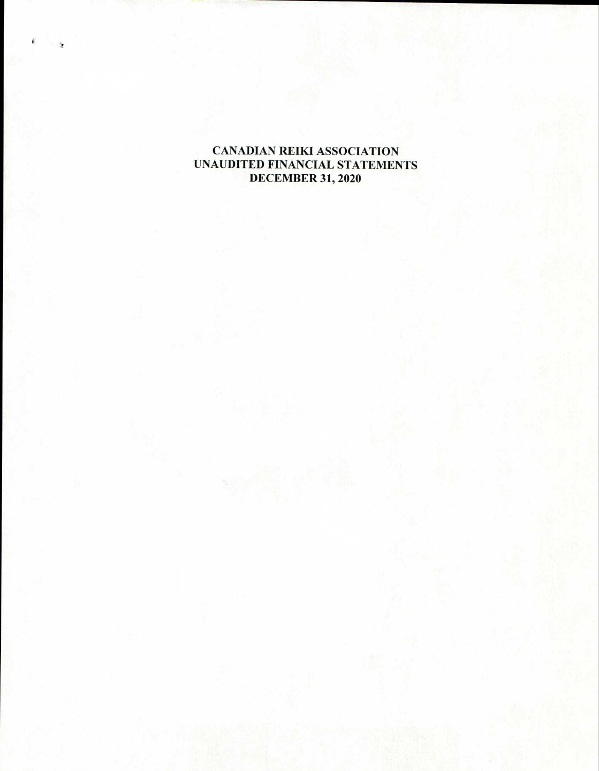# CANADIAN REIKI ASSOCIATION
## UNAUDITED FINANCIAL STATEMENTS
## DECEMBER 31, 2020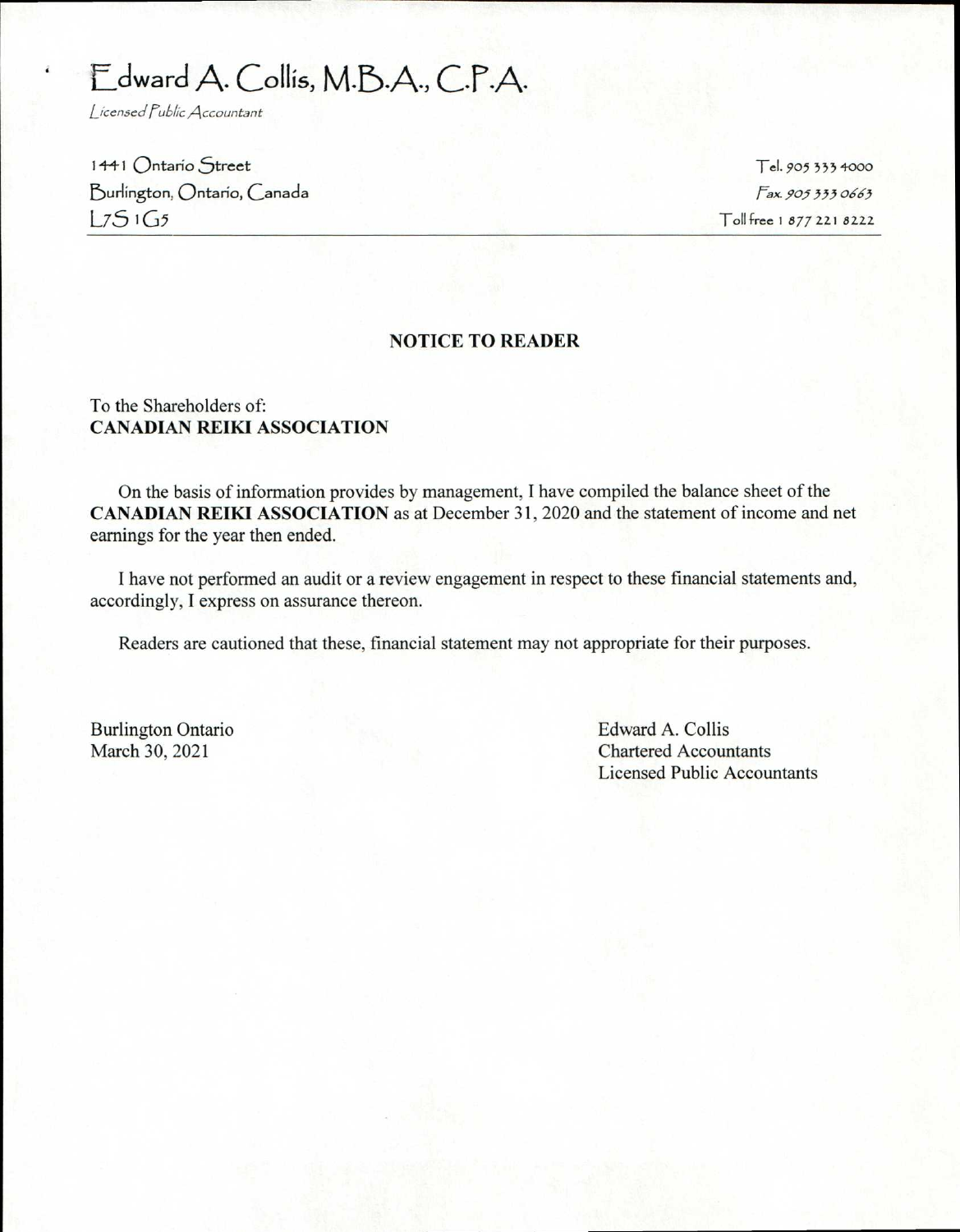# Edward A. Collis, M.B.A., C.P.A.

*Licensed Public Accountant*

1441 Ontario Street
Burlington, Ontario, Canada
L7S 1G5

Tel. 905 333 4000
*Fax. 905 333 0663*
Toll free 1 877 221 8222

---

## NOTICE TO READER

To the Shareholders of:
**CANADIAN REIKI ASSOCIATION**

On the basis of information provides by management, I have compiled the balance sheet of the **CANADIAN REIKI ASSOCIATION** as at December 31, 2020 and the statement of income and net earnings for the year then ended.

I have not performed an audit or a review engagement in respect to these financial statements and, accordingly, I express on assurance thereon.

Readers are cautioned that these, financial statement may not appropriate for their purposes.

Burlington Ontario
March 30, 2021

Edward A. Collis
Chartered Accountants
Licensed Public Accountants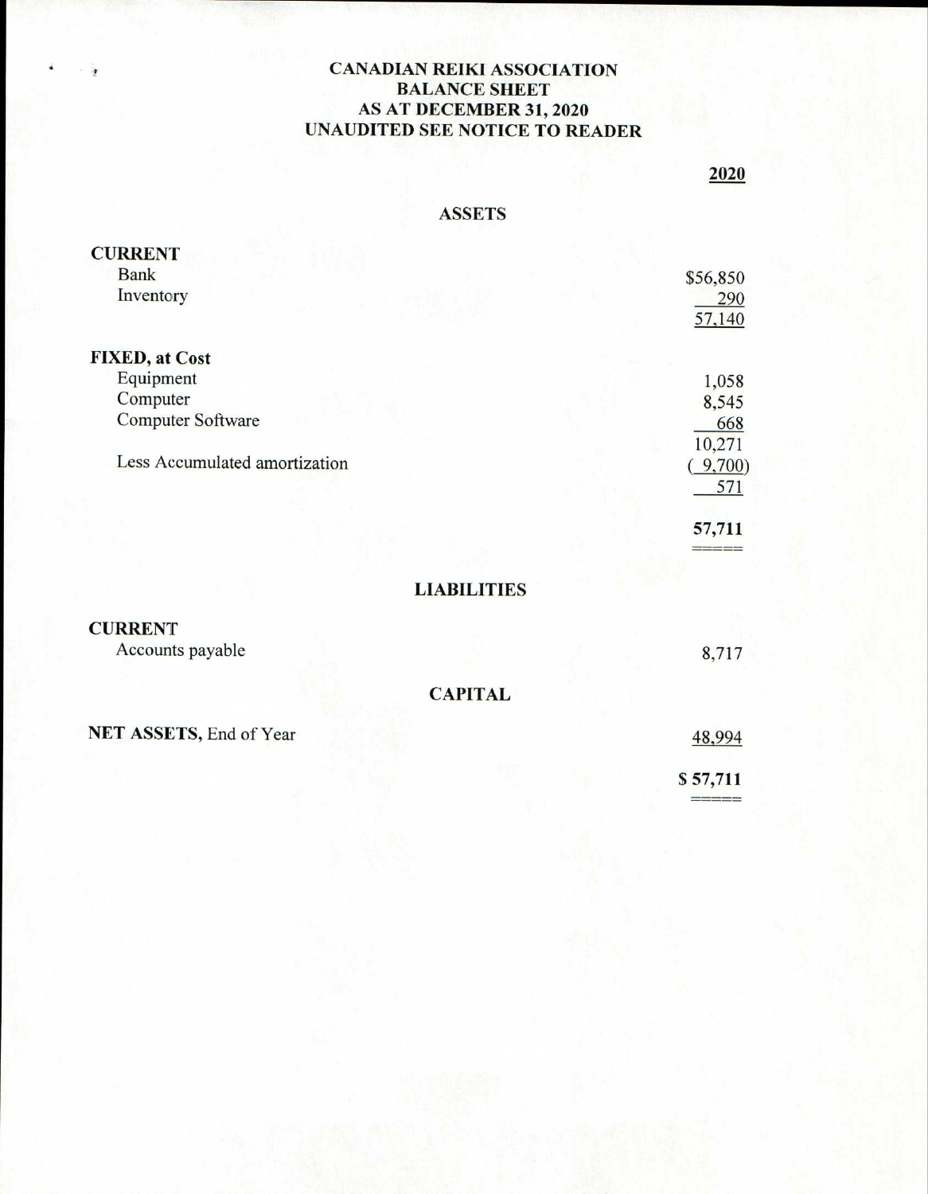# CANADIAN REIKI ASSOCIATION
## BALANCE SHEET
## AS AT DECEMBER 31, 2020
## UNAUDITED SEE NOTICE TO READER

| | 2020 |
|---|---|
| **ASSETS** | |
| **CURRENT** | |
| Bank | $56,850 |
| Inventory | 290 |
| | 57,140 |
| **FIXED, at Cost** | |
| Equipment | 1,058 |
| Computer | 8,545 |
| Computer Software | 668 |
| | 10,271 |
| Less Accumulated amortization | ( 9,700) |
| | 571 |
| | **57,711** |
| **LIABILITIES** | |
| **CURRENT** | |
| Accounts payable | 8,717 |
| **CAPITAL** | |
| **NET ASSETS,** End of Year | 48,994 |
| | **$ 57,711** |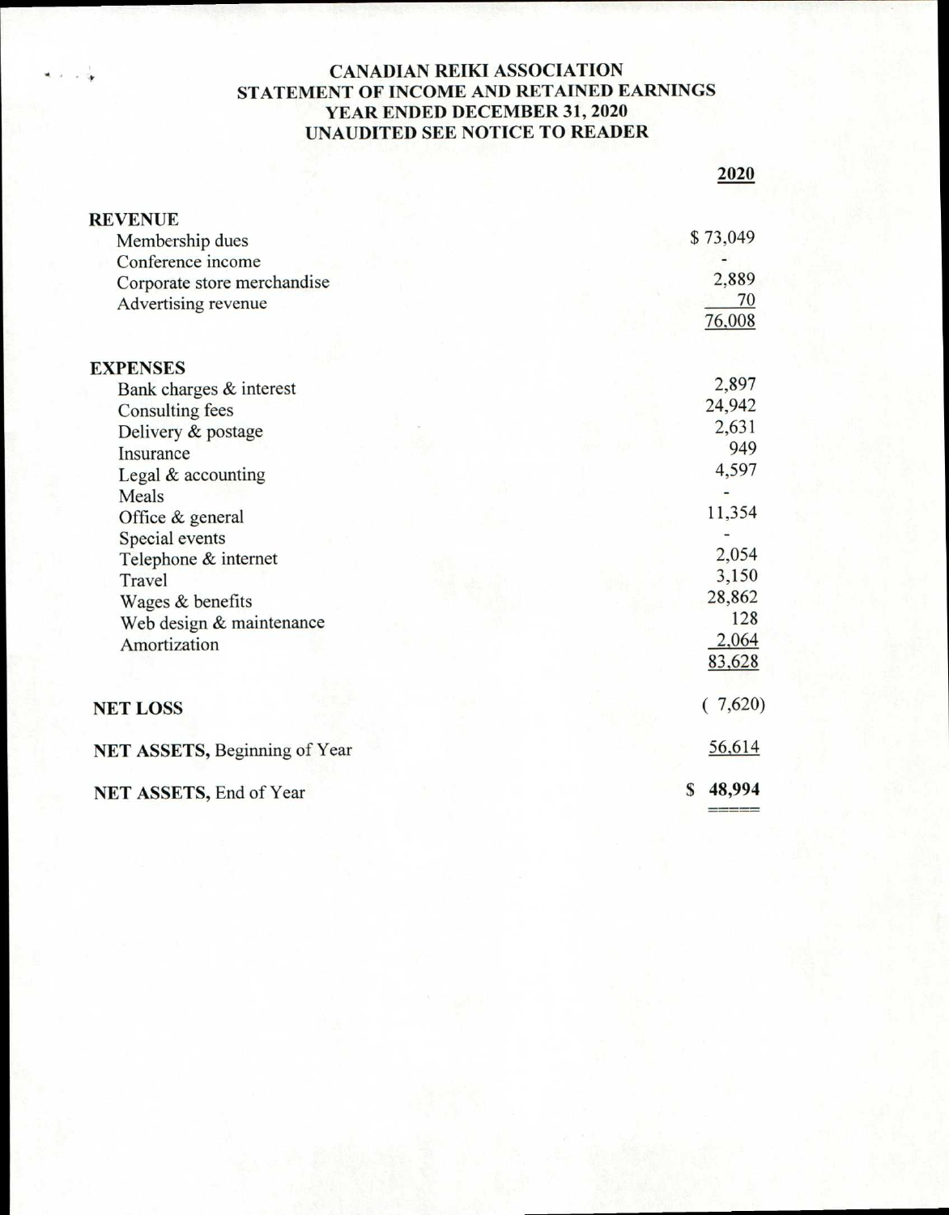# CANADIAN REIKI ASSOCIATION
## STATEMENT OF INCOME AND RETAINED EARNINGS
## YEAR ENDED DECEMBER 31, 2020
## UNAUDITED SEE NOTICE TO READER

| | 2020 |
|---|---|
| **REVENUE** | |
| Membership dues | $ 73,049 |
| Conference income | - |
| Corporate store merchandise | 2,889 |
| Advertising revenue | 70 |
| | 76,008 |
| **EXPENSES** | |
| Bank charges & interest | 2,897 |
| Consulting fees | 24,942 |
| Delivery & postage | 2,631 |
| Insurance | 949 |
| Legal & accounting | 4,597 |
| Meals | - |
| Office & general | 11,354 |
| Special events | - |
| Telephone & internet | 2,054 |
| Travel | 3,150 |
| Wages & benefits | 28,862 |
| Web design & maintenance | 128 |
| Amortization | 2,064 |
| | 83,628 |
| **NET LOSS** | ( 7,620) |
| **NET ASSETS,** Beginning of Year | 56,614 |
| **NET ASSETS,** End of Year | $ 48,994 |